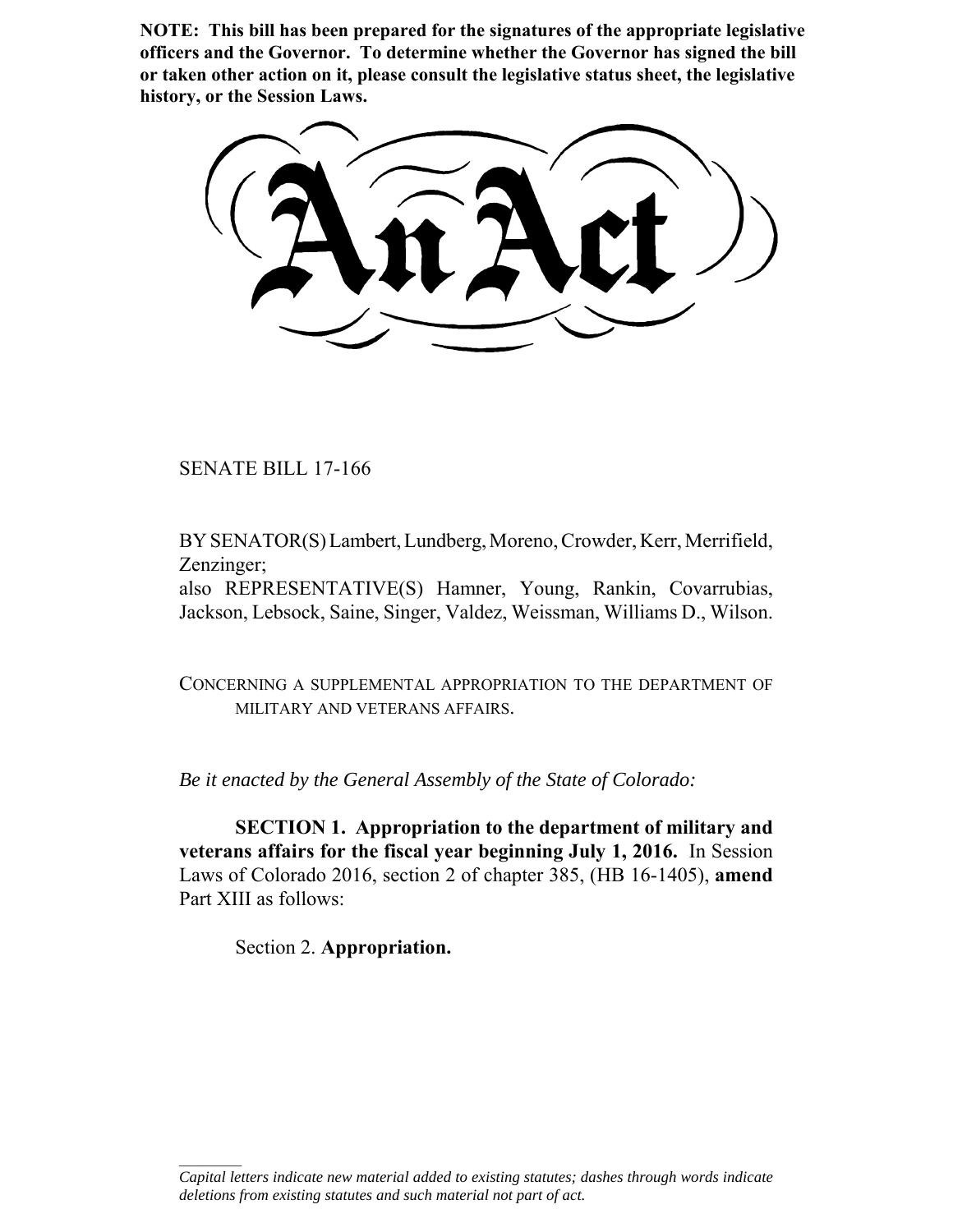**NOTE: This bill has been prepared for the signatures of the appropriate legislative officers and the Governor. To determine whether the Governor has signed the bill or taken other action on it, please consult the legislative status sheet, the legislative history, or the Session Laws.**

# An Act

SENATE BILL 17-166

BY SENATOR(S) Lambert, Lundberg, Moreno, Crowder, Kerr, Merrifield, Zenzinger;
also REPRESENTATIVE(S) Hamner, Young, Rankin, Covarrubias, Jackson, Lebsock, Saine, Singer, Valdez, Weissman, Williams D., Wilson.

CONCERNING A SUPPLEMENTAL APPROPRIATION TO THE DEPARTMENT OF MILITARY AND VETERANS AFFAIRS.

*Be it enacted by the General Assembly of the State of Colorado:*

**SECTION 1. Appropriation to the department of military and veterans affairs for the fiscal year beginning July 1, 2016.** In Session Laws of Colorado 2016, section 2 of chapter 385, (HB 16-1405), **amend** Part XIII as follows:

Section 2. **Appropriation.**

*Capital letters indicate new material added to existing statutes; dashes through words indicate deletions from existing statutes and such material not part of act.*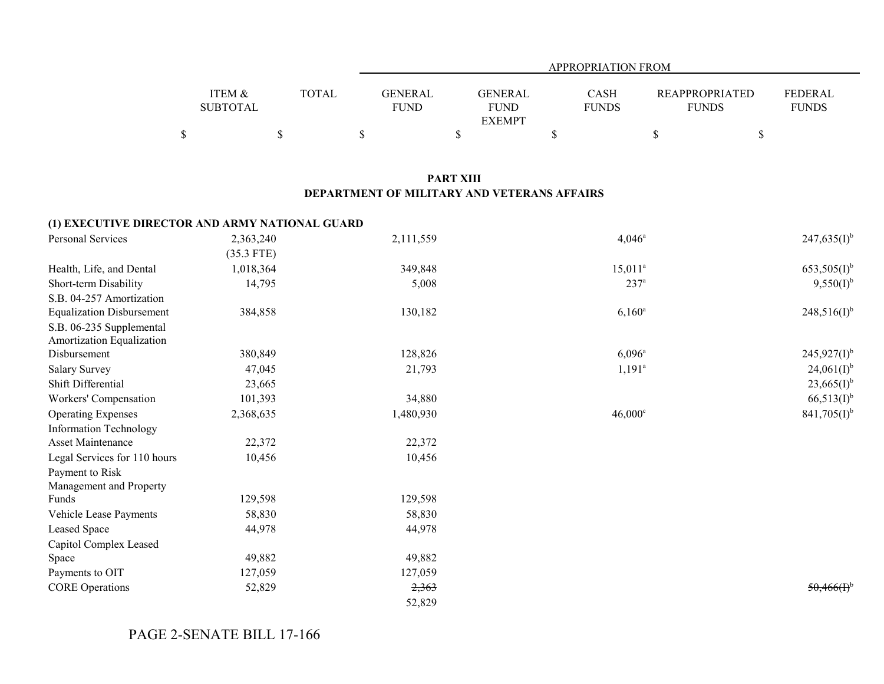| | ITEM & SUBTOTAL | TOTAL | APPROPRIATION FROM GENERAL FUND | GENERAL FUND EXEMPT | CASH FUNDS | REAPPROPRIATED FUNDS | FEDERAL FUNDS |
|---|---|---|---|---|---|---|---|
| | $ | $ | $ | $ | $ | $ | $ |

## PART XIII
## DEPARTMENT OF MILITARY AND VETERANS AFFAIRS

**(1) EXECUTIVE DIRECTOR AND ARMY NATIONAL GUARD**

| | ITEM & SUBTOTAL | TOTAL | GENERAL FUND | GENERAL FUND EXEMPT | CASH FUNDS | REAPPROPRIATED FUNDS | FEDERAL FUNDS |
|---|---|---|---|---|---|---|---|
| Personal Services | 2,363,240 (35.3 FTE) | | 2,111,559 | | 4,046[a] | | 247,635(I)[b] |
| Health, Life, and Dental | 1,018,364 | | 349,848 | | 15,011[a] | | 653,505(I)[b] |
| Short-term Disability | 14,795 | | 5,008 | | 237[a] | | 9,550(I)[b] |
| S.B. 04-257 Amortization Equalization Disbursement | 384,858 | | 130,182 | | 6,160[a] | | 248,516(I)[b] |
| S.B. 06-235 Supplemental Amortization Equalization Disbursement | 380,849 | | 128,826 | | 6,096[a] | | 245,927(I)[b] |
| Salary Survey | 47,045 | | 21,793 | | 1,191[a] | | 24,061(I)[b] |
| Shift Differential | 23,665 | | | | | | 23,665(I)[b] |
| Workers' Compensation | 101,393 | | 34,880 | | | | 66,513(I)[b] |
| Operating Expenses | 2,368,635 | | 1,480,930 | | 46,000[c] | | 841,705(I)[b] |
| Information Technology Asset Maintenance | 22,372 | | 22,372 | | | | |
| Legal Services for 110 hours | 10,456 | | 10,456 | | | | |
| Payment to Risk Management and Property Funds | 129,598 | | 129,598 | | | | |
| Vehicle Lease Payments | 58,830 | | 58,830 | | | | |
| Leased Space | 44,978 | | 44,978 | | | | |
| Capitol Complex Leased Space | 49,882 | | 49,882 | | | | |
| Payments to OIT | 127,059 | | 127,059 | | | | |
| CORE Operations | 52,829 | | ~~2,363~~ 52,829 | | | | ~~50,466(I)[b]~~ |

PAGE 2-SENATE BILL 17-166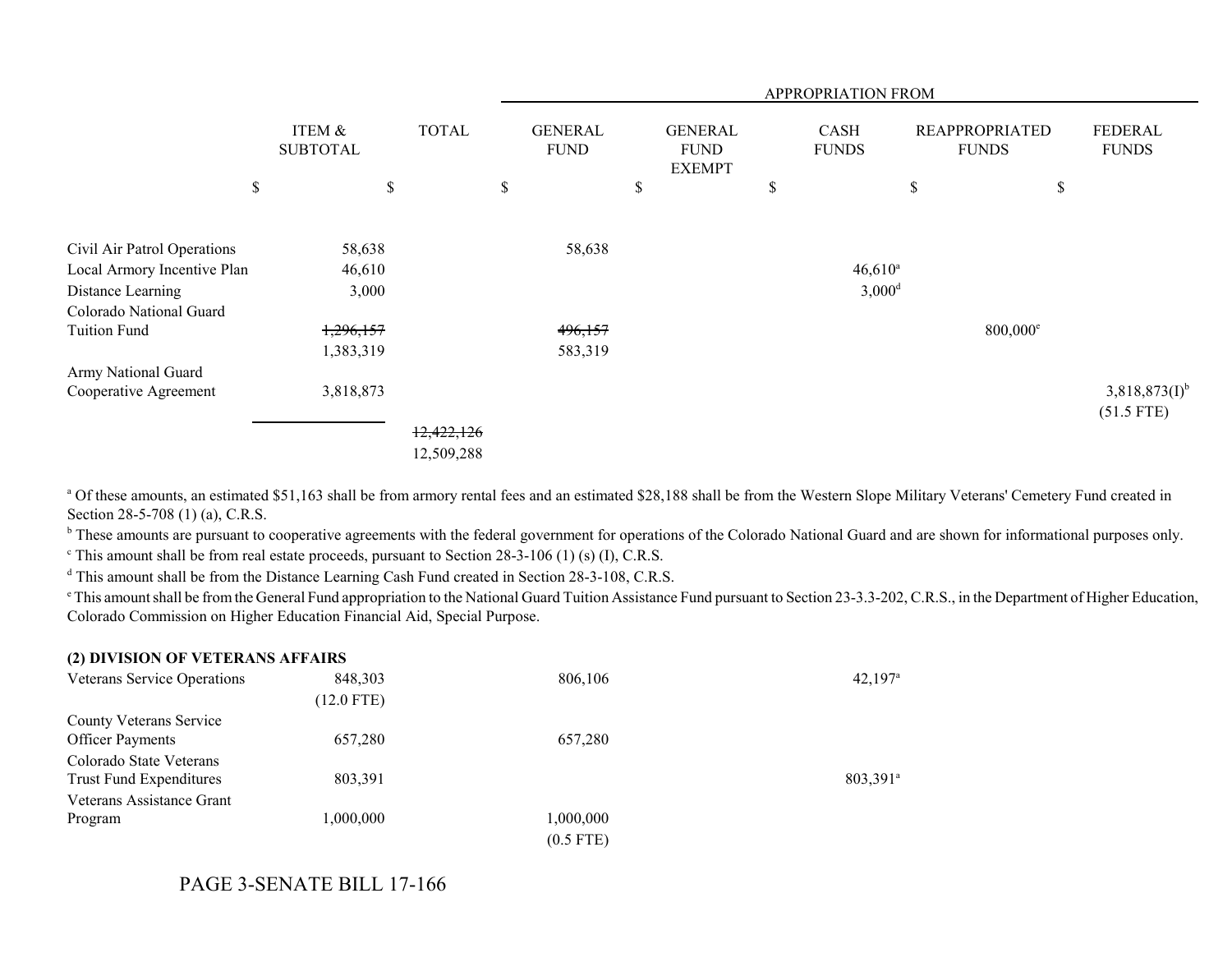| | ITEM & SUBTOTAL | TOTAL | APPROPRIATION FROM | | | | |
|---|---|---|---|---|---|---|---|
| | | | GENERAL FUND | GENERAL FUND EXEMPT | CASH FUNDS | REAPPROPRIATED FUNDS | FEDERAL FUNDS |
| | $ | $ | $ | $ | $ | $ | $ |
| Civil Air Patrol Operations | 58,638 | | 58,638 | | | | |
| Local Armory Incentive Plan | 46,610 | | | | 46,610[a] | | |
| Distance Learning | 3,000 | | | | 3,000[d] | | |
| Colorado National Guard Tuition Fund | ~~1,296,157~~ 1,383,319 | | ~~496,157~~ 583,319 | | | 800,000[e] | |
| Army National Guard Cooperative Agreement | 3,818,873 | | | | | | 3,818,873(I)[b] (51.5 FTE) |
| | | ~~12,422,126~~ 12,509,288 | | | | | |

[a] Of these amounts, an estimated $51,163 shall be from armory rental fees and an estimated $28,188 shall be from the Western Slope Military Veterans' Cemetery Fund created in Section 28-5-708 (1) (a), C.R.S.

[b] These amounts are pursuant to cooperative agreements with the federal government for operations of the Colorado National Guard and are shown for informational purposes only.

[c] This amount shall be from real estate proceeds, pursuant to Section 28-3-106 (1) (s) (I), C.R.S.

[d] This amount shall be from the Distance Learning Cash Fund created in Section 28-3-108, C.R.S.

[e] This amount shall be from the General Fund appropriation to the National Guard Tuition Assistance Fund pursuant to Section 23-3.3-202, C.R.S., in the Department of Higher Education, Colorado Commission on Higher Education Financial Aid, Special Purpose.

**(2) DIVISION OF VETERANS AFFAIRS**

| | ITEM & SUBTOTAL | TOTAL | GENERAL FUND | GENERAL FUND EXEMPT | CASH FUNDS | REAPPROPRIATED FUNDS | FEDERAL FUNDS |
|---|---|---|---|---|---|---|---|
| Veterans Service Operations | 848,303 (12.0 FTE) | | 806,106 | | 42,197[a] | | |
| County Veterans Service Officer Payments | 657,280 | | 657,280 | | | | |
| Colorado State Veterans Trust Fund Expenditures | 803,391 | | | | 803,391[a] | | |
| Veterans Assistance Grant Program | 1,000,000 | | 1,000,000 (0.5 FTE) | | | | |

PAGE 3-SENATE BILL 17-166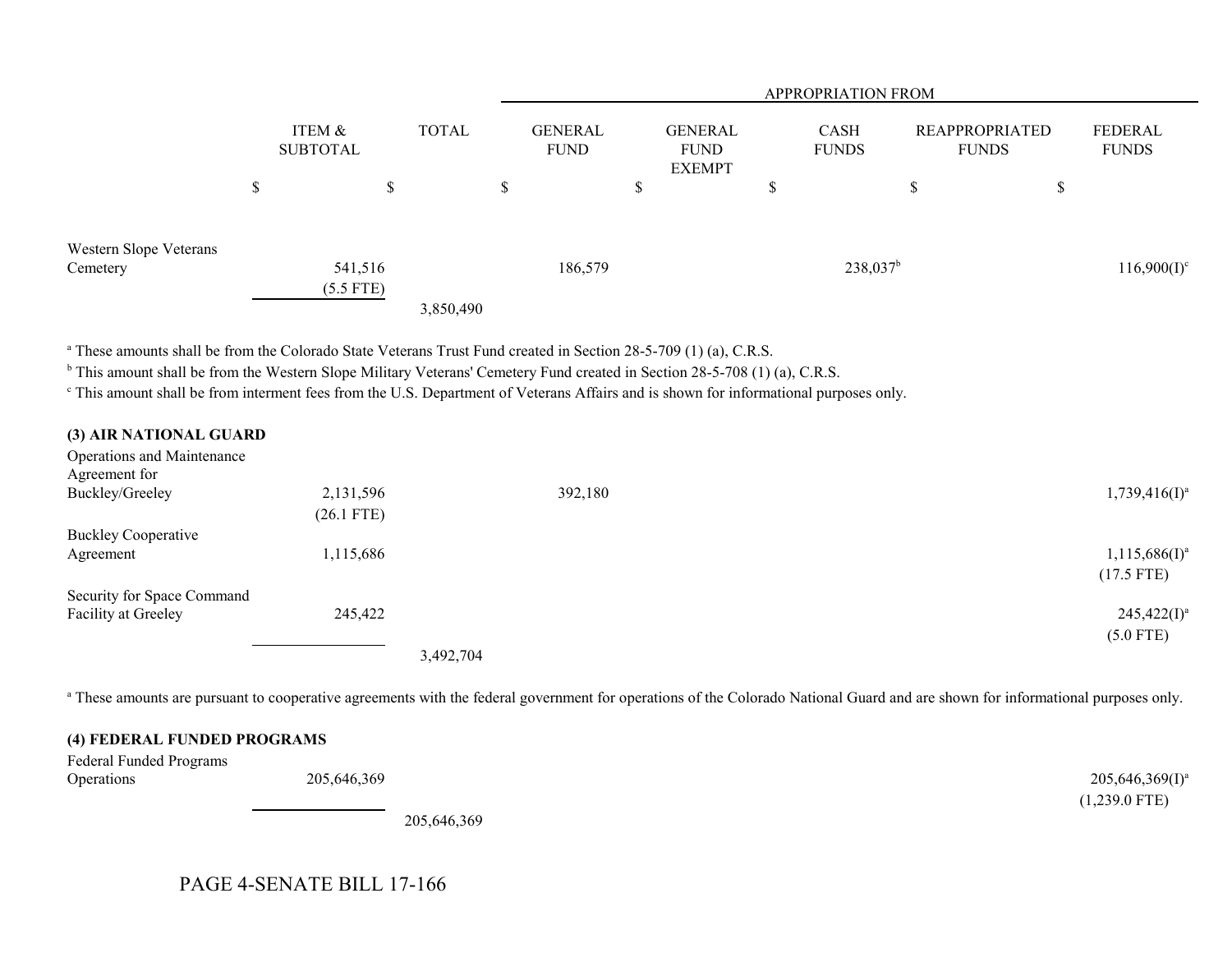| | ITEM & SUBTOTAL | TOTAL | APPROPRIATION FROM GENERAL FUND | GENERAL FUND EXEMPT | CASH FUNDS | REAPPROPRIATED FUNDS | FEDERAL FUNDS |
|---|---|---|---|---|---|---|---|
| | $ | $ | $ | $ | $ | $ | $ |
| Western Slope Veterans Cemetery | 541,516 (5.5 FTE) | | 186,579 | | 238,037[b] | | 116,900(I)[c] |
| | | 3,850,490 | | | | | |

[a] These amounts shall be from the Colorado State Veterans Trust Fund created in Section 28-5-709 (1) (a), C.R.S.
[b] This amount shall be from the Western Slope Military Veterans' Cemetery Fund created in Section 28-5-708 (1) (a), C.R.S.
[c] This amount shall be from interment fees from the U.S. Department of Veterans Affairs and is shown for informational purposes only.

**(3) AIR NATIONAL GUARD**

| | ITEM & SUBTOTAL | TOTAL | GENERAL FUND | GENERAL FUND EXEMPT | CASH FUNDS | REAPPROPRIATED FUNDS | FEDERAL FUNDS |
|---|---|---|---|---|---|---|---|
| Operations and Maintenance Agreement for Buckley/Greeley | 2,131,596 (26.1 FTE) | | 392,180 | | | | 1,739,416(I)[a] |
| Buckley Cooperative Agreement | 1,115,686 | | | | | | 1,115,686(I)[a] (17.5 FTE) |
| Security for Space Command Facility at Greeley | 245,422 | | | | | | 245,422(I)[a] (5.0 FTE) |
| | | 3,492,704 | | | | | |

[a] These amounts are pursuant to cooperative agreements with the federal government for operations of the Colorado National Guard and are shown for informational purposes only.

**(4) FEDERAL FUNDED PROGRAMS**

| | ITEM & SUBTOTAL | TOTAL | GENERAL FUND | GENERAL FUND EXEMPT | CASH FUNDS | REAPPROPRIATED FUNDS | FEDERAL FUNDS |
|---|---|---|---|---|---|---|---|
| Federal Funded Programs Operations | 205,646,369 | | | | | | 205,646,369(I)[a] (1,239.0 FTE) |
| | | 205,646,369 | | | | | |

PAGE 4-SENATE BILL 17-166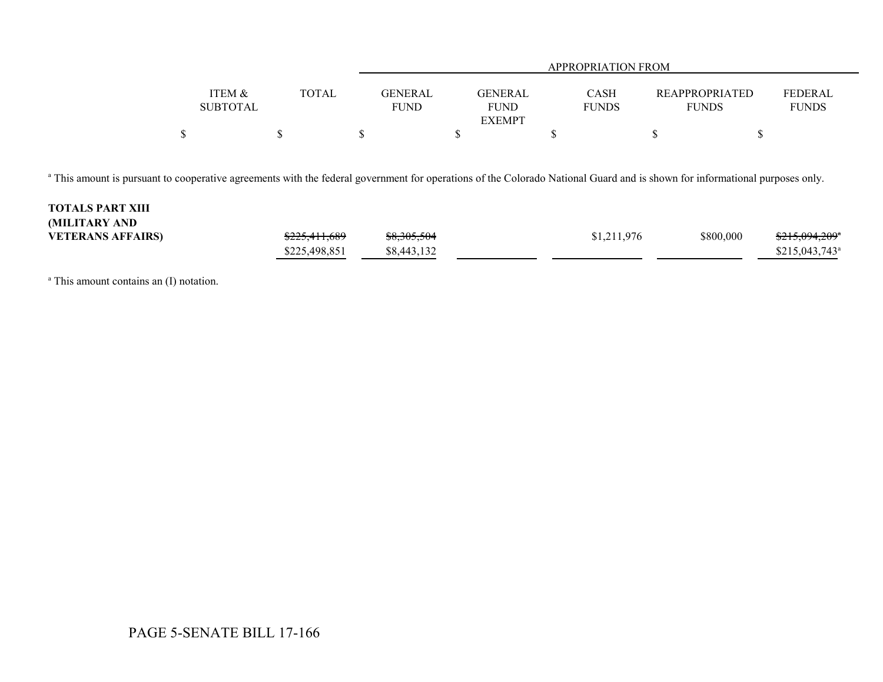| | ITEM & SUBTOTAL | TOTAL | APPROPRIATION FROM GENERAL FUND | GENERAL FUND EXEMPT | CASH FUNDS | REAPPROPRIATED FUNDS | FEDERAL FUNDS |
|---|---|---|---|---|---|---|---|
| | $ | $ | $ | $ | $ | $ | $ |

[a] This amount is pursuant to cooperative agreements with the federal government for operations of the Colorado National Guard and is shown for informational purposes only.

| | ITEM & SUBTOTAL | TOTAL | GENERAL FUND | GENERAL FUND EXEMPT | CASH FUNDS | REAPPROPRIATED FUNDS | FEDERAL FUNDS |
|---|---|---|---|---|---|---|---|
| **TOTALS PART XIII (MILITARY AND VETERANS AFFAIRS)** | | ~~$225,411,689~~ $225,498,851 | ~~$8,305,504~~ $8,443,132 | | $1,211,976 | $800,000 | ~~$215,094,209[a]~~ $215,043,743[a] |

[a] This amount contains an (I) notation.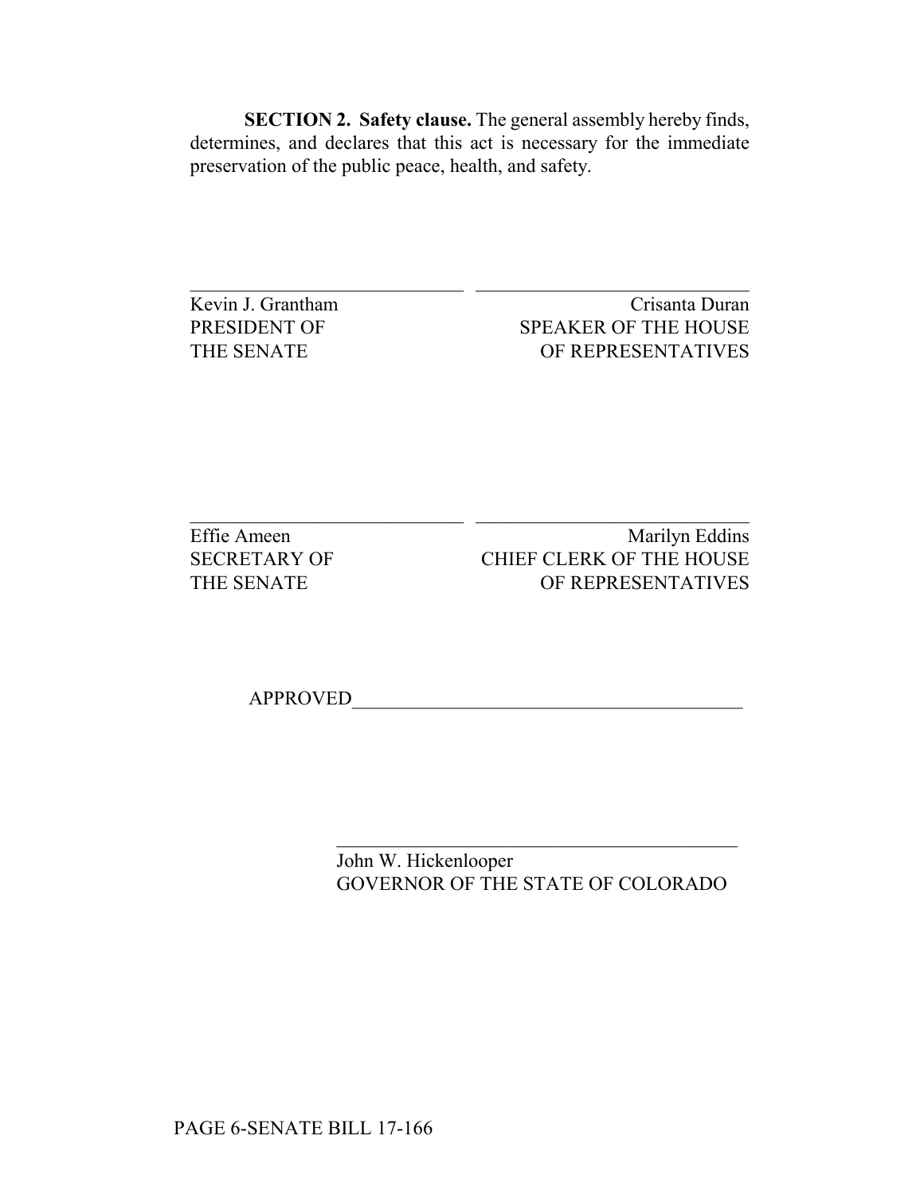**SECTION 2. Safety clause.** The general assembly hereby finds, determines, and declares that this act is necessary for the immediate preservation of the public peace, health, and safety.

| | |
|---|---|
| ____________________________ | ____________________________ |
| Kevin J. Grantham | Crisanta Duran |
| PRESIDENT OF | SPEAKER OF THE HOUSE |
| THE SENATE | OF REPRESENTATIVES |

| | |
|---|---|
| ____________________________ | ____________________________ |
| Effie Ameen | Marilyn Eddins |
| SECRETARY OF | CHIEF CLERK OF THE HOUSE |
| THE SENATE | OF REPRESENTATIVES |

APPROVED________________________________________

_________________________________________

John W. Hickenlooper
GOVERNOR OF THE STATE OF COLORADO

PAGE 6-SENATE BILL 17-166